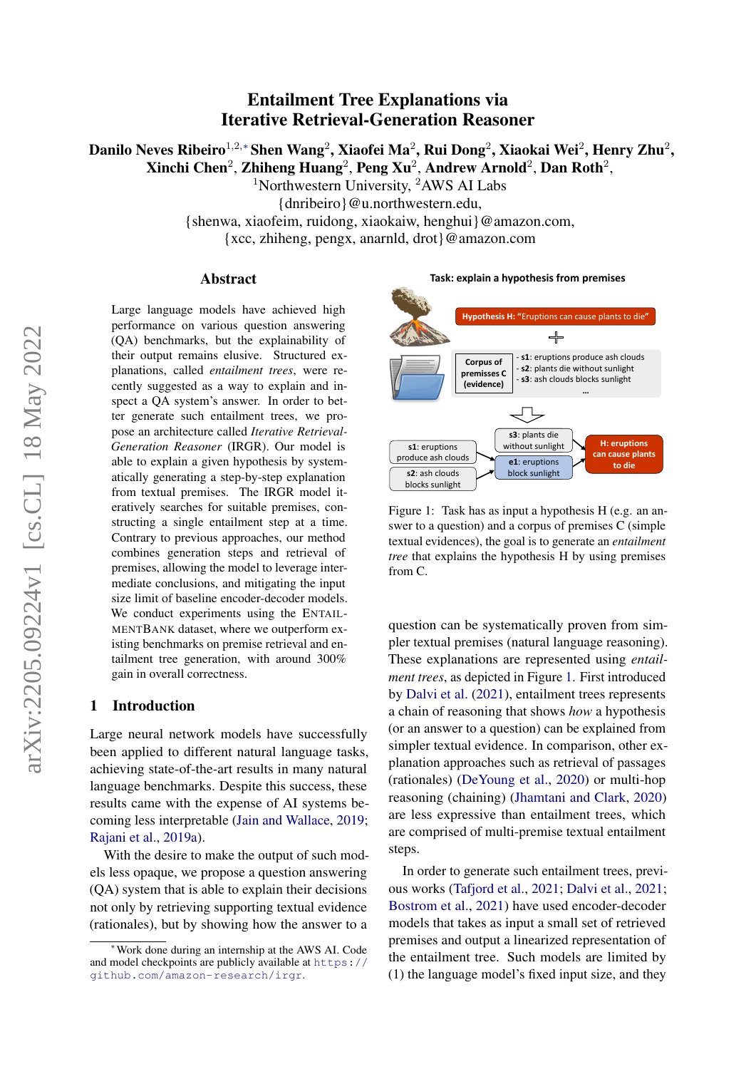# Entailment Tree Explanations via Iterative Retrieval-Generation Reasoner

**Danilo Neves Ribeiro**[1,2,*] **Shen Wang**[2], **Xiaofei Ma**[2], **Rui Dong**[2], **Xiaokai Wei**[2], **Henry Zhu**[2], **Xinchi Chen**[2], **Zhiheng Huang**[2], **Peng Xu**[2], **Andrew Arnold**[2], **Dan Roth**[2],

[1]Northwestern University, [2]AWS AI Labs

{dnribeiro}@u.northwestern.edu,

{shenwa, xiaofeim, ruidong, xiaokaiw, henghui}@amazon.com,

{xcc, zhiheng, pengx, anarnld, drot}@amazon.com

## Abstract

Large language models have achieved high performance on various question answering (QA) benchmarks, but the explainability of their output remains elusive. Structured explanations, called *entailment trees*, were recently suggested as a way to explain and inspect a QA system's answer. In order to better generate such entailment trees, we propose an architecture called *Iterative Retrieval-Generation Reasoner* (IRGR). Our model is able to explain a given hypothesis by systematically generating a step-by-step explanation from textual premises. The IRGR model iteratively searches for suitable premises, constructing a single entailment step at a time. Contrary to previous approaches, our method combines generation steps and retrieval of premises, allowing the model to leverage intermediate conclusions, and mitigating the input size limit of baseline encoder-decoder models. We conduct experiments using the ENTAILMENTBANK dataset, where we outperform existing benchmarks on premise retrieval and entailment tree generation, with around 300% gain in overall correctness.

Task: explain a hypothesis from premises

Hypothesis H: "Eruptions can cause plants to die"

Corpus of premisses C (evidence)
- s1: eruptions produce ash clouds
- s2: plants die without sunlight
- s3: ash clouds blocks sunlight
...

s1: eruptions produce ash clouds; s2: ash clouds blocks sunlight → e1: eruptions block sunlight; s3: plants die without sunlight; → H: eruptions can cause plants to die

Figure 1: Task has as input a hypothesis H (e.g. an answer to a question) and a corpus of premises C (simple textual evidences), the goal is to generate an *entailment tree* that explains the hypothesis H by using premises from C.

## 1 Introduction

Large neural network models have successfully been applied to different natural language tasks, achieving state-of-the-art results in many natural language benchmarks. Despite this success, these results came with the expense of AI systems becoming less interpretable (Jain and Wallace, 2019; Rajani et al., 2019a).

With the desire to make the output of such models less opaque, we propose a question answering (QA) system that is able to explain their decisions not only by retrieving supporting textual evidence (rationales), but by showing how the answer to a question can be systematically proven from simpler textual premises (natural language reasoning). These explanations are represented using *entailment trees*, as depicted in Figure 1. First introduced by Dalvi et al. (2021), entailment trees represents a chain of reasoning that shows *how* a hypothesis (or an answer to a question) can be explained from simpler textual evidence. In comparison, other explanation approaches such as retrieval of passages (rationales) (DeYoung et al., 2020) or multi-hop reasoning (chaining) (Jhamtani and Clark, 2020) are less expressive than entailment trees, which are comprised of multi-premise textual entailment steps.

In order to generate such entailment trees, previous works (Tafjord et al., 2021; Dalvi et al., 2021; Bostrom et al., 2021) have used encoder-decoder models that takes as input a small set of retrieved premises and output a linearized representation of the entailment tree. Such models are limited by (1) the language model's fixed input size, and they

*Work done during an internship at the AWS AI. Code and model checkpoints are publicly available at https://github.com/amazon-research/irgr.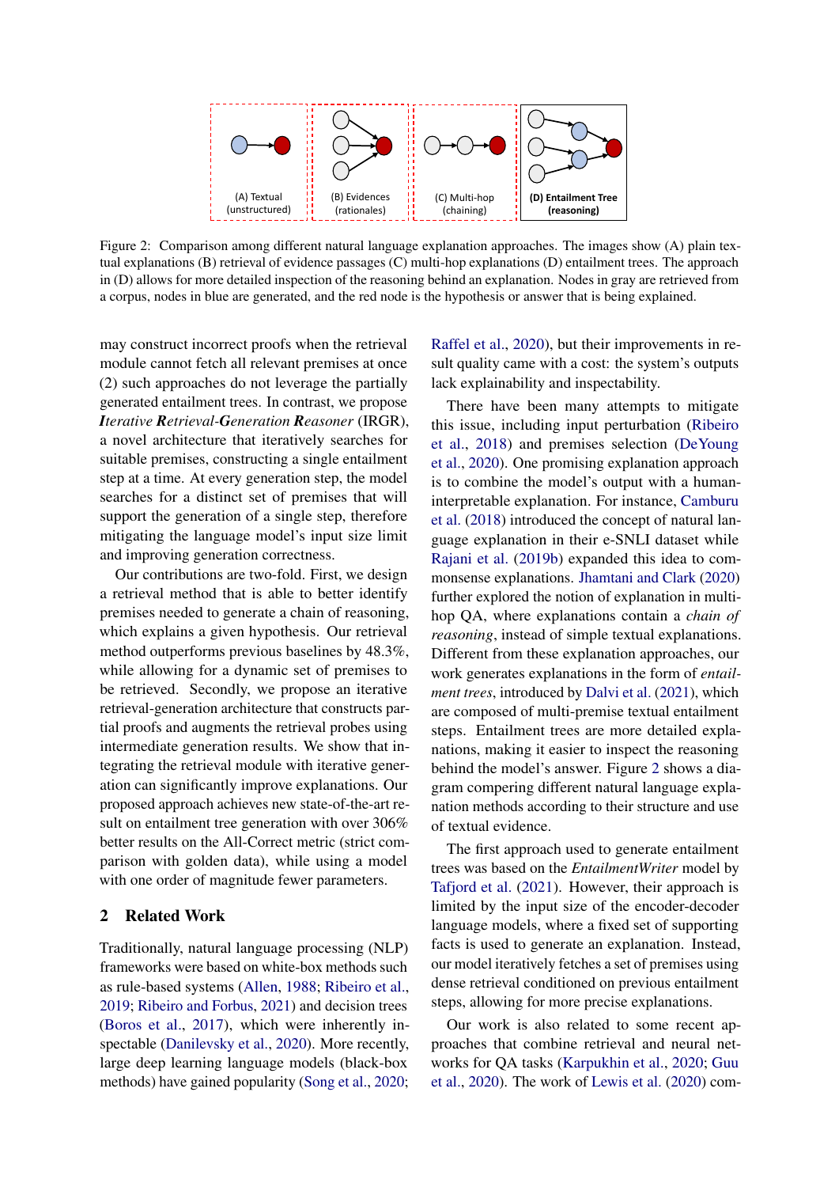(A) Textual (unstructured) | (B) Evidences (rationales) | (C) Multi-hop (chaining) | **(D) Entailment Tree (reasoning)**

Figure 2: Comparison among different natural language explanation approaches. The images show (A) plain textual explanations (B) retrieval of evidence passages (C) multi-hop explanations (D) entailment trees. The approach in (D) allows for more detailed inspection of the reasoning behind an explanation. Nodes in gray are retrieved from a corpus, nodes in blue are generated, and the red node is the hypothesis or answer that is being explained.

may construct incorrect proofs when the retrieval module cannot fetch all relevant premises at once (2) such approaches do not leverage the partially generated entailment trees. In contrast, we propose ***I****terative* ***R****etrieval-****G****eneration* ***R****easoner* (IRGR), a novel architecture that iteratively searches for suitable premises, constructing a single entailment step at a time. At every generation step, the model searches for a distinct set of premises that will support the generation of a single step, therefore mitigating the language model's input size limit and improving generation correctness.

Our contributions are two-fold. First, we design a retrieval method that is able to better identify premises needed to generate a chain of reasoning, which explains a given hypothesis. Our retrieval method outperforms previous baselines by 48.3%, while allowing for a dynamic set of premises to be retrieved. Secondly, we propose an iterative retrieval-generation architecture that constructs partial proofs and augments the retrieval probes using intermediate generation results. We show that integrating the retrieval module with iterative generation can significantly improve explanations. Our proposed approach achieves new state-of-the-art result on entailment tree generation with over 306% better results on the All-Correct metric (strict comparison with golden data), while using a model with one order of magnitude fewer parameters.

## 2 Related Work

Traditionally, natural language processing (NLP) frameworks were based on white-box methods such as rule-based systems (Allen, 1988; Ribeiro et al., 2019; Ribeiro and Forbus, 2021) and decision trees (Boros et al., 2017), which were inherently inspectable (Danilevsky et al., 2020). More recently, large deep learning language models (black-box methods) have gained popularity (Song et al., 2020; Raffel et al., 2020), but their improvements in result quality came with a cost: the system's outputs lack explainability and inspectability.

There have been many attempts to mitigate this issue, including input perturbation (Ribeiro et al., 2018) and premises selection (DeYoung et al., 2020). One promising explanation approach is to combine the model's output with a human-interpretable explanation. For instance, Camburu et al. (2018) introduced the concept of natural language explanation in their e-SNLI dataset while Rajani et al. (2019b) expanded this idea to commonsense explanations. Jhamtani and Clark (2020) further explored the notion of explanation in multi-hop QA, where explanations contain a *chain of reasoning*, instead of simple textual explanations. Different from these explanation approaches, our work generates explanations in the form of *entailment trees*, introduced by Dalvi et al. (2021), which are composed of multi-premise textual entailment steps. Entailment trees are more detailed explanations, making it easier to inspect the reasoning behind the model's answer. Figure 2 shows a diagram compering different natural language explanation methods according to their structure and use of textual evidence.

The first approach used to generate entailment trees was based on the *EntailmentWriter* model by Tafjord et al. (2021). However, their approach is limited by the input size of the encoder-decoder language models, where a fixed set of supporting facts is used to generate an explanation. Instead, our model iteratively fetches a set of premises using dense retrieval conditioned on previous entailment steps, allowing for more precise explanations.

Our work is also related to some recent approaches that combine retrieval and neural networks for QA tasks (Karpukhin et al., 2020; Guu et al., 2020). The work of Lewis et al. (2020) com-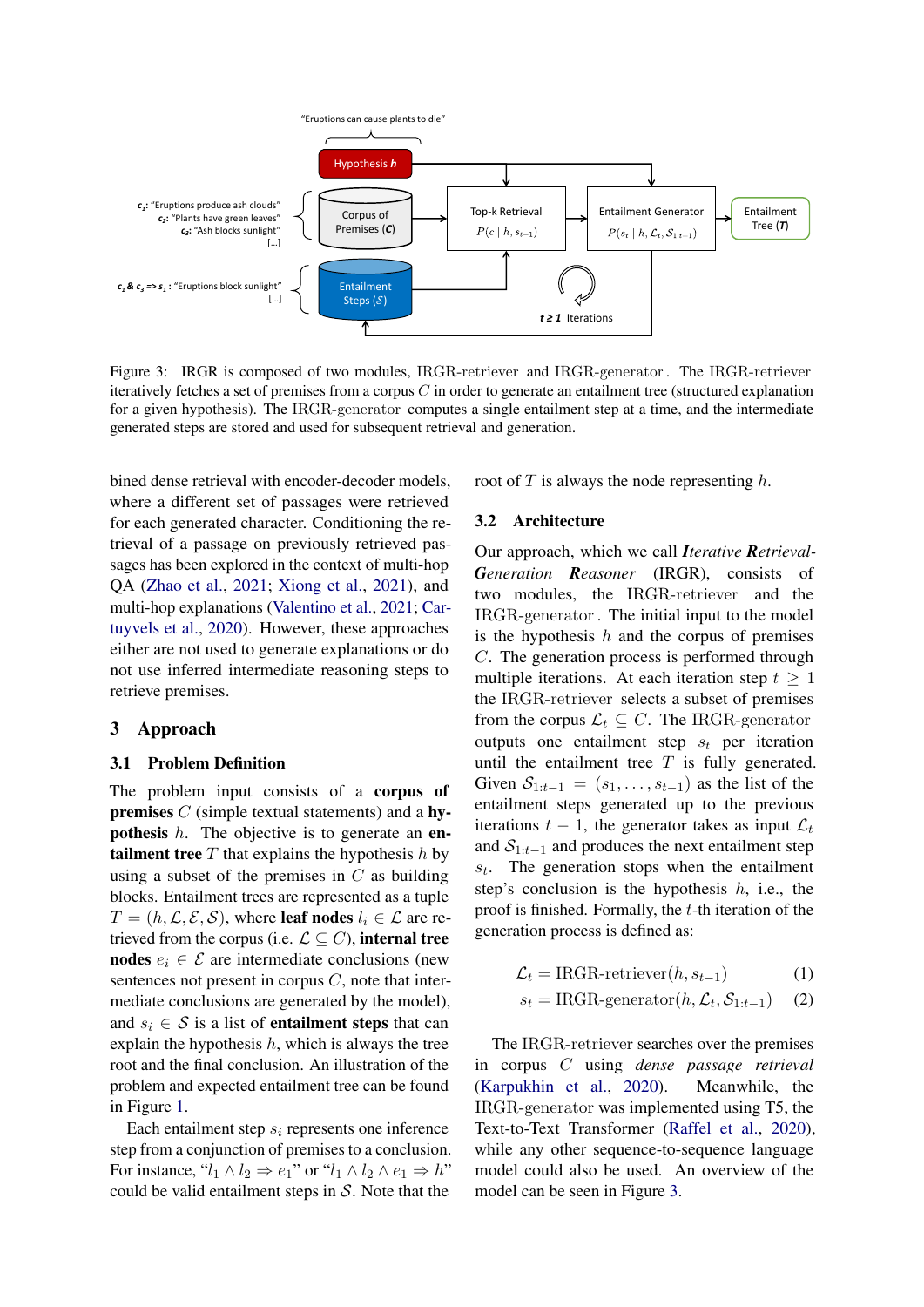"Eruptions can cause plants to die"

Hypothesis $h$

$c_1$: "Eruptions produce ash clouds"
$c_2$: "Plants have green leaves"
$c_3$: "Ash blocks sunlight"
[...]

Corpus of Premises ($C$)

Top-k Retrieval $P(c \mid h, s_{t-1})$

Entailment Generator $P(s_t \mid h, \mathcal{L}_t, \mathcal{S}_{1:t-1})$

Entailment Tree ($T$)

$c_1$ & $c_3$ => $s_1$ : "Eruptions block sunlight"
[...]

Entailment Steps ($\mathcal{S}$)

$t \geq 1$ Iterations

Figure 3: IRGR is composed of two modules, IRGR-retriever and IRGR-generator. The IRGR-retriever iteratively fetches a set of premises from a corpus $C$ in order to generate an entailment tree (structured explanation for a given hypothesis). The IRGR-generator computes a single entailment step at a time, and the intermediate generated steps are stored and used for subsequent retrieval and generation.

bined dense retrieval with encoder-decoder models, where a different set of passages were retrieved for each generated character. Conditioning the retrieval of a passage on previously retrieved passages has been explored in the context of multi-hop QA (Zhao et al., 2021; Xiong et al., 2021), and multi-hop explanations (Valentino et al., 2021; Cartuyvels et al., 2020). However, these approaches either are not used to generate explanations or do not use inferred intermediate reasoning steps to retrieve premises.

## 3 Approach

### 3.1 Problem Definition

The problem input consists of a **corpus of premises** $C$ (simple textual statements) and a **hypothesis** $h$. The objective is to generate an **entailment tree** $T$ that explains the hypothesis $h$ by using a subset of the premises in $C$ as building blocks. Entailment trees are represented as a tuple $T = (h, \mathcal{L}, \mathcal{E}, \mathcal{S})$, where **leaf nodes** $l_i \in \mathcal{L}$ are retrieved from the corpus (i.e. $\mathcal{L} \subseteq C$), **internal tree nodes** $e_i \in \mathcal{E}$ are intermediate conclusions (new sentences not present in corpus $C$, note that intermediate conclusions are generated by the model), and $s_i \in \mathcal{S}$ is a list of **entailment steps** that can explain the hypothesis $h$, which is always the tree root and the final conclusion. An illustration of the problem and expected entailment tree can be found in Figure 1.

Each entailment step $s_i$ represents one inference step from a conjunction of premises to a conclusion. For instance, "$l_1 \wedge l_2 \Rightarrow e_1$" or "$l_1 \wedge l_2 \wedge e_1 \Rightarrow h$" could be valid entailment steps in $\mathcal{S}$. Note that the root of $T$ is always the node representing $h$.

### 3.2 Architecture

Our approach, which we call ***I**terative **R**etrieval-**G**eneration **R**easoner* (IRGR), consists of two modules, the IRGR-retriever and the IRGR-generator. The initial input to the model is the hypothesis $h$ and the corpus of premises $C$. The generation process is performed through multiple iterations. At each iteration step $t \geq 1$ the IRGR-retriever selects a subset of premises from the corpus $\mathcal{L}_t \subseteq C$. The IRGR-generator outputs one entailment step $s_t$ per iteration until the entailment tree $T$ is fully generated. Given $\mathcal{S}_{1:t-1} = (s_1, \ldots, s_{t-1})$ as the list of the entailment steps generated up to the previous iterations $t-1$, the generator takes as input $\mathcal{L}_t$ and $\mathcal{S}_{1:t-1}$ and produces the next entailment step $s_t$. The generation stops when the entailment step's conclusion is the hypothesis $h$, i.e., the proof is finished. Formally, the $t$-th iteration of the generation process is defined as:

$$\mathcal{L}_t = \text{IRGR-retriever}(h, s_{t-1}) \quad (1)$$

$$s_t = \text{IRGR-generator}(h, \mathcal{L}_t, \mathcal{S}_{1:t-1}) \quad (2)$$

The IRGR-retriever searches over the premises in corpus $C$ using *dense passage retrieval* (Karpukhin et al., 2020). Meanwhile, the IRGR-generator was implemented using T5, the Text-to-Text Transformer (Raffel et al., 2020), while any other sequence-to-sequence language model could also be used. An overview of the model can be seen in Figure 3.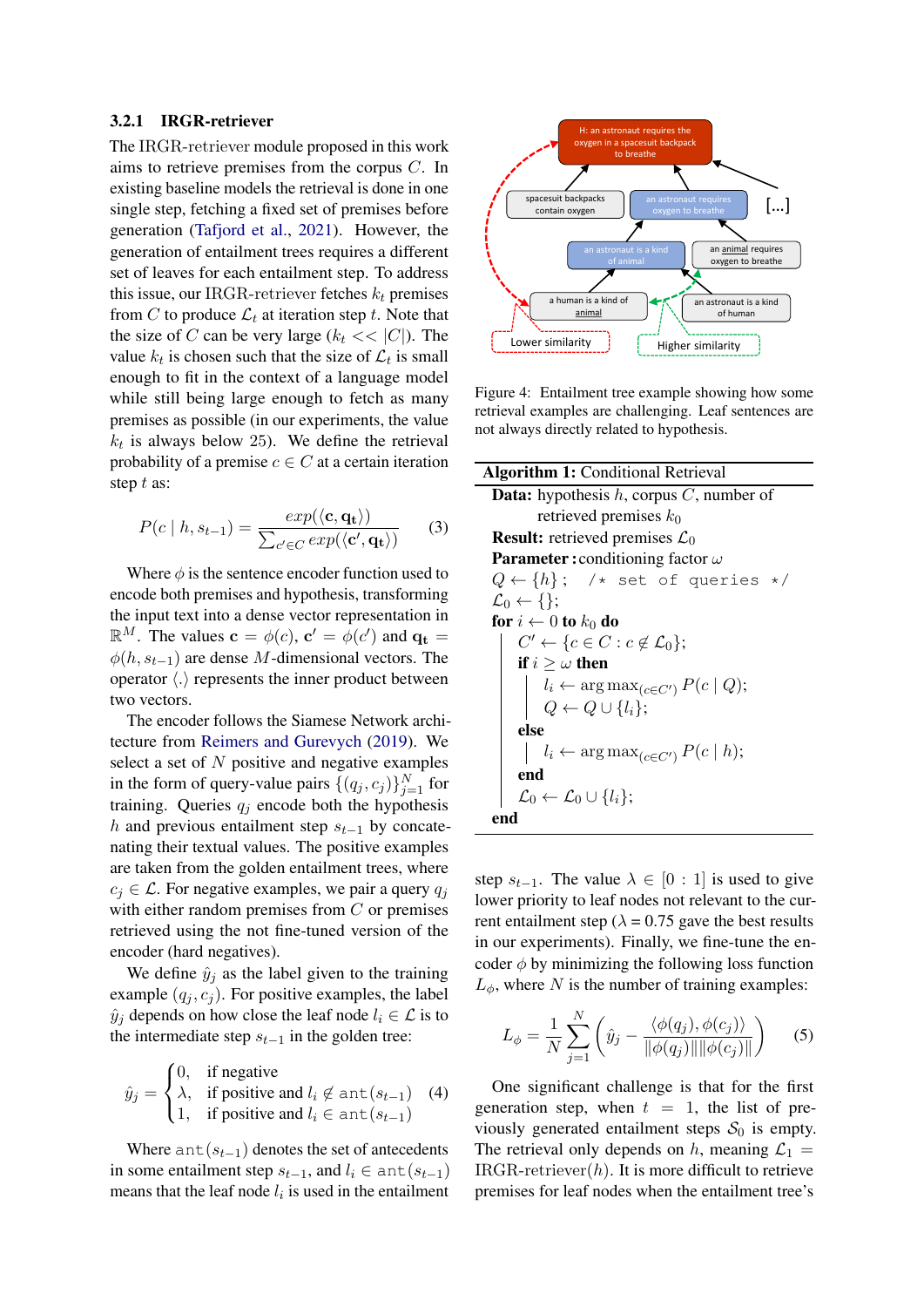### 3.2.1 IRGR-retriever

The IRGR-retriever module proposed in this work aims to retrieve premises from the corpus $C$. In existing baseline models the retrieval is done in one single step, fetching a fixed set of premises before generation (Tafjord et al., 2021). However, the generation of entailment trees requires a different set of leaves for each entailment step. To address this issue, our IRGR-retriever fetches $k_t$ premises from $C$ to produce $\mathcal{L}_t$ at iteration step $t$. Note that the size of $C$ can be very large ($k_t << |C|$). The value $k_t$ is chosen such that the size of $\mathcal{L}_t$ is small enough to fit in the context of a language model while still being large enough to fetch as many premises as possible (in our experiments, the value $k_t$ is always below 25). We define the retrieval probability of a premise $c \in C$ at a certain iteration step $t$ as:

$$P(c \mid h, s_{t-1}) = \frac{exp(\langle \mathbf{c}, \mathbf{q_t} \rangle)}{\sum_{c' \in C} exp(\langle \mathbf{c'}, \mathbf{q_t} \rangle)} \quad (3)$$

Where $\phi$ is the sentence encoder function used to encode both premises and hypothesis, transforming the input text into a dense vector representation in $\mathbb{R}^M$. The values $\mathbf{c} = \phi(c)$, $\mathbf{c'} = \phi(c')$ and $\mathbf{q_t} = \phi(h, s_{t-1})$ are dense $M$-dimensional vectors. The operator $\langle . \rangle$ represents the inner product between two vectors.

The encoder follows the Siamese Network architecture from Reimers and Gurevych (2019). We select a set of $N$ positive and negative examples in the form of query-value pairs $\{(q_j, c_j)\}_{j=1}^{N}$ for training. Queries $q_j$ encode both the hypothesis $h$ and previous entailment step $s_{t-1}$ by concatenating their textual values. The positive examples are taken from the golden entailment trees, where $c_j \in \mathcal{L}$. For negative examples, we pair a query $q_j$ with either random premises from $C$ or premises retrieved using the not fine-tuned version of the encoder (hard negatives).

We define $\hat{y}_j$ as the label given to the training example $(q_j, c_j)$. For positive examples, the label $\hat{y}_j$ depends on how close the leaf node $l_i \in \mathcal{L}$ is to the intermediate step $s_{t-1}$ in the golden tree:

$$\hat{y}_j = \begin{cases} 0, & \text{if negative} \\ \lambda, & \text{if positive and } l_i \notin \texttt{ant}(s_{t-1}) \\ 1, & \text{if positive and } l_i \in \texttt{ant}(s_{t-1}) \end{cases} \quad (4)$$

Where $\texttt{ant}(s_{t-1})$ denotes the set of antecedents in some entailment step $s_{t-1}$, and $l_i \in \texttt{ant}(s_{t-1})$ means that the leaf node $l_i$ is used in the entailment step $s_{t-1}$. The value $\lambda \in [0 : 1]$ is used to give lower priority to leaf nodes not relevant to the current entailment step ($\lambda$ = 0.75 gave the best results in our experiments). Finally, we fine-tune the encoder $\phi$ by minimizing the following loss function $L_\phi$, where $N$ is the number of training examples:

$$L_\phi = \frac{1}{N} \sum_{j=1}^{N} \left( \hat{y}_j - \frac{\langle \phi(q_j), \phi(c_j) \rangle}{\|\phi(q_j)\| \|\phi(c_j)\|} \right) \quad (5)$$

One significant challenge is that for the first generation step, when $t = 1$, the list of previously generated entailment steps $\mathcal{S}_0$ is empty. The retrieval only depends on $h$, meaning $\mathcal{L}_1 = \text{IRGR-retriever}(h)$. It is more difficult to retrieve premises for leaf nodes when the entailment tree's

Figure 4: Entailment tree example showing how some retrieval examples are challenging. Leaf sentences are not always directly related to hypothesis.

**Algorithm 1:** Conditional Retrieval

**Data:** hypothesis $h$, corpus $C$, number of retrieved premises $k_0$
**Result:** retrieved premises $\mathcal{L}_0$
**Parameter:** conditioning factor $\omega$

$Q \leftarrow \{h\}$; /* set of queries */
$\mathcal{L}_0 \leftarrow \{\}$;
**for** $i \leftarrow 0$ **to** $k_0$ **do**
  $C' \leftarrow \{c \in C : c \notin \mathcal{L}_0\}$;
  **if** $i \geq \omega$ **then**
    $l_i \leftarrow \arg\max_{(c \in C')} P(c \mid Q)$;
    $Q \leftarrow Q \cup \{l_i\}$;
  **else**
    $l_i \leftarrow \arg\max_{(c \in C')} P(c \mid h)$;
  **end**
  $\mathcal{L}_0 \leftarrow \mathcal{L}_0 \cup \{l_i\}$;
**end**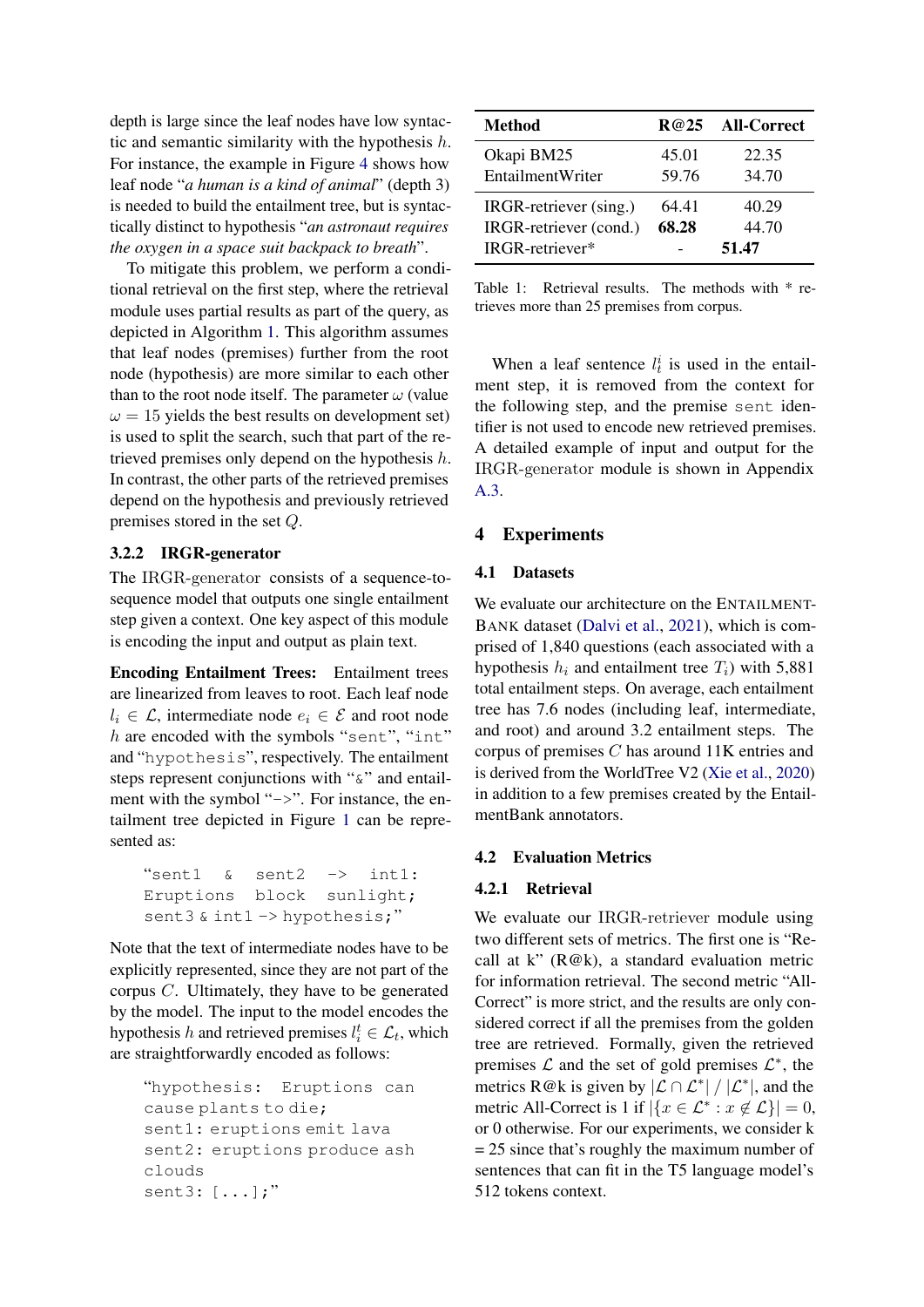depth is large since the leaf nodes have low syntactic and semantic similarity with the hypothesis $h$. For instance, the example in Figure 4 shows how leaf node "*a human is a kind of animal*" (depth 3) is needed to build the entailment tree, but is syntactically distinct to hypothesis "*an astronaut requires the oxygen in a space suit backpack to breath*".

To mitigate this problem, we perform a conditional retrieval on the first step, where the retrieval module uses partial results as part of the query, as depicted in Algorithm 1. This algorithm assumes that leaf nodes (premises) further from the root node (hypothesis) are more similar to each other than to the root node itself. The parameter $\omega$ (value $\omega = 15$ yields the best results on development set) is used to split the search, such that part of the retrieved premises only depend on the hypothesis $h$. In contrast, the other parts of the retrieved premises depend on the hypothesis and previously retrieved premises stored in the set $Q$.

#### 3.2.2 IRGR-generator

The IRGR-generator consists of a sequence-to-sequence model that outputs one single entailment step given a context. One key aspect of this module is encoding the input and output as plain text.

**Encoding Entailment Trees:** Entailment trees are linearized from leaves to root. Each leaf node $l_i \in \mathcal{L}$, intermediate node $e_i \in \mathcal{E}$ and root node $h$ are encoded with the symbols "`sent`", "`int`" and "`hypothesis`", respectively. The entailment steps represent conjunctions with "`&`" and entailment with the symbol "`->`". For instance, the entailment tree depicted in Figure 1 can be represented as:

```
"sent1 & sent2 -> int1:
Eruptions block sunlight;
sent3 & int1 -> hypothesis;"
```

Note that the text of intermediate nodes have to be explicitly represented, since they are not part of the corpus $C$. Ultimately, they have to be generated by the model. The input to the model encodes the hypothesis $h$ and retrieved premises $l_i^t \in \mathcal{L}_t$, which are straightforwardly encoded as follows:

```
"hypothesis: Eruptions can
cause plants to die;
sent1: eruptions emit lava
sent2: eruptions produce ash
clouds
sent3: [...];"
```

| Method | R@25 | All-Correct |
|---|---|---|
| Okapi BM25 | 45.01 | 22.35 |
| EntailmentWriter | 59.76 | 34.70 |
| IRGR-retriever (sing.) | 64.41 | 40.29 |
| IRGR-retriever (cond.) | **68.28** | 44.70 |
| IRGR-retriever* | - | **51.47** |

Table 1: Retrieval results. The methods with * retrieves more than 25 premises from corpus.

When a leaf sentence $l_t^i$ is used in the entailment step, it is removed from the context for the following step, and the premise `sent` identifier is not used to encode new retrieved premises. A detailed example of input and output for the IRGR-generator module is shown in Appendix A.3.

## 4 Experiments

### 4.1 Datasets

We evaluate our architecture on the ENTAILMENTBANK dataset (Dalvi et al., 2021), which is comprised of 1,840 questions (each associated with a hypothesis $h_i$ and entailment tree $T_i$) with 5,881 total entailment steps. On average, each entailment tree has 7.6 nodes (including leaf, intermediate, and root) and around 3.2 entailment steps. The corpus of premises $C$ has around 11K entries and is derived from the WorldTree V2 (Xie et al., 2020) in addition to a few premises created by the EntailmentBank annotators.

### 4.2 Evaluation Metrics

#### 4.2.1 Retrieval

We evaluate our IRGR-retriever module using two different sets of metrics. The first one is "Recall at k" (R@k), a standard evaluation metric for information retrieval. The second metric "All-Correct" is more strict, and the results are only considered correct if all the premises from the golden tree are retrieved. Formally, given the retrieved premises $\mathcal{L}$ and the set of gold premises $\mathcal{L}^*$, the metrics R@k is given by $|\mathcal{L} \cap \mathcal{L}^*| \, / \, |\mathcal{L}^*|$, and the metric All-Correct is 1 if $|\{x \in \mathcal{L}^* : x \notin \mathcal{L}\}| = 0$, or 0 otherwise. For our experiments, we consider k = 25 since that's roughly the maximum number of sentences that can fit in the T5 language model's 512 tokens context.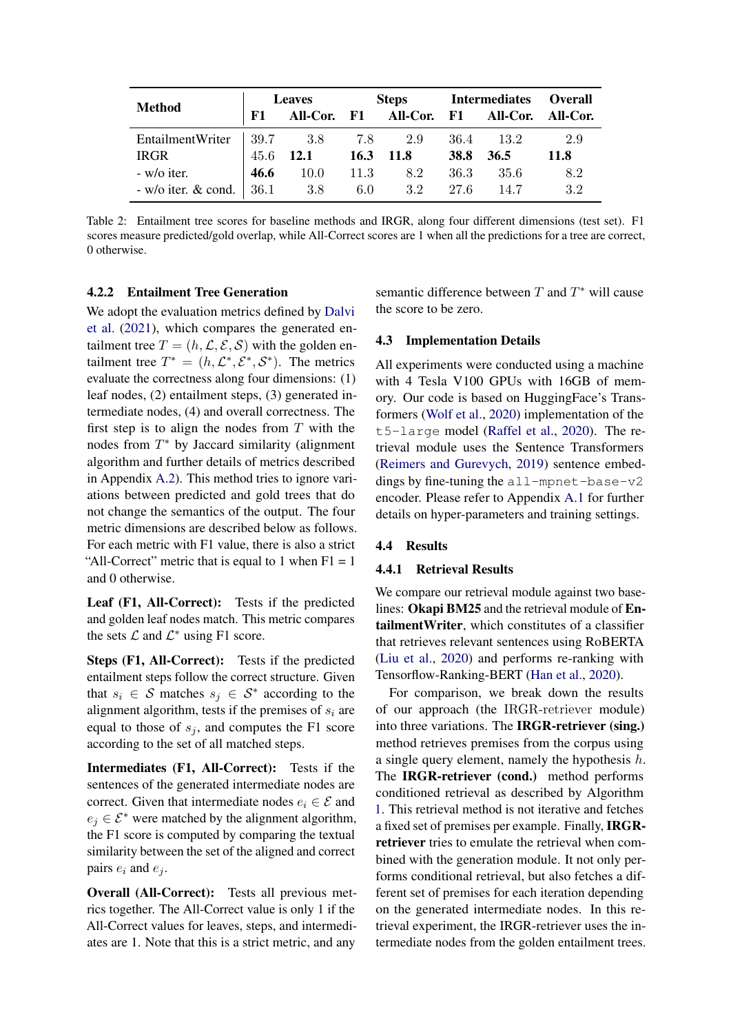| Method | Leaves | | Steps | | Intermediates | | Overall |
|---|---|---|---|---|---|---|---|
| | F1 | All-Cor. | F1 | All-Cor. | F1 | All-Cor. | All-Cor. |
| EntailmentWriter | 39.7 | 3.8 | 7.8 | 2.9 | 36.4 | 13.2 | 2.9 |
| IRGR | 45.6 | **12.1** | **16.3** | **11.8** | **38.8** | **36.5** | **11.8** |
| - w/o iter. | **46.6** | 10.0 | 11.3 | 8.2 | 36.3 | 35.6 | 8.2 |
| - w/o iter. & cond. | 36.1 | 3.8 | 6.0 | 3.2 | 27.6 | 14.7 | 3.2 |

Table 2: Entailment tree scores for baseline methods and IRGR, along four different dimensions (test set). F1 scores measure predicted/gold overlap, while All-Correct scores are 1 when all the predictions for a tree are correct, 0 otherwise.

#### 4.2.2 Entailment Tree Generation

We adopt the evaluation metrics defined by Dalvi et al. (2021), which compares the generated entailment tree $T = (h, \mathcal{L}, \mathcal{E}, \mathcal{S})$ with the golden entailment tree $T^* = (h, \mathcal{L}^*, \mathcal{E}^*, \mathcal{S}^*)$. The metrics evaluate the correctness along four dimensions: (1) leaf nodes, (2) entailment steps, (3) generated intermediate nodes, (4) and overall correctness. The first step is to align the nodes from $T$ with the nodes from $T^*$ by Jaccard similarity (alignment algorithm and further details of metrics described in Appendix A.2). This method tries to ignore variations between predicted and gold trees that do not change the semantics of the output. The four metric dimensions are described below as follows. For each metric with F1 value, there is also a strict "All-Correct" metric that is equal to 1 when F1 = 1 and 0 otherwise.

**Leaf (F1, All-Correct):** Tests if the predicted and golden leaf nodes match. This metric compares the sets $\mathcal{L}$ and $\mathcal{L}^*$ using F1 score.

**Steps (F1, All-Correct):** Tests if the predicted entailment steps follow the correct structure. Given that $s_i \in \mathcal{S}$ matches $s_j \in \mathcal{S}^*$ according to the alignment algorithm, tests if the premises of $s_i$ are equal to those of $s_j$, and computes the F1 score according to the set of all matched steps.

**Intermediates (F1, All-Correct):** Tests if the sentences of the generated intermediate nodes are correct. Given that intermediate nodes $e_i \in \mathcal{E}$ and $e_j \in \mathcal{E}^*$ were matched by the alignment algorithm, the F1 score is computed by comparing the textual similarity between the set of the aligned and correct pairs $e_i$ and $e_j$.

**Overall (All-Correct):** Tests all previous metrics together. The All-Correct value is only 1 if the All-Correct values for leaves, steps, and intermediates are 1. Note that this is a strict metric, and any semantic difference between $T$ and $T^*$ will cause the score to be zero.

### 4.3 Implementation Details

All experiments were conducted using a machine with 4 Tesla V100 GPUs with 16GB of memory. Our code is based on HuggingFace's Transformers (Wolf et al., 2020) implementation of the `t5-large` model (Raffel et al., 2020). The retrieval module uses the Sentence Transformers (Reimers and Gurevych, 2019) sentence embeddings by fine-tuning the `all-mpnet-base-v2` encoder. Please refer to Appendix A.1 for further details on hyper-parameters and training settings.

### 4.4 Results

#### 4.4.1 Retrieval Results

We compare our retrieval module against two baselines: **Okapi BM25** and the retrieval module of **EntailmentWriter**, which constitutes of a classifier that retrieves relevant sentences using RoBERTA (Liu et al., 2020) and performs re-ranking with Tensorflow-Ranking-BERT (Han et al., 2020).

For comparison, we break down the results of our approach (the IRGR-retriever module) into three variations. The **IRGR-retriever (sing.)** method retrieves premises from the corpus using a single query element, namely the hypothesis $h$. The **IRGR-retriever (cond.)** method performs conditioned retrieval as described by Algorithm 1. This retrieval method is not iterative and fetches a fixed set of premises per example. Finally, **IRGR-retriever** tries to emulate the retrieval when combined with the generation module. It not only performs conditional retrieval, but also fetches a different set of premises for each iteration depending on the generated intermediate nodes. In this retrieval experiment, the IRGR-retriever uses the intermediate nodes from the golden entailment trees.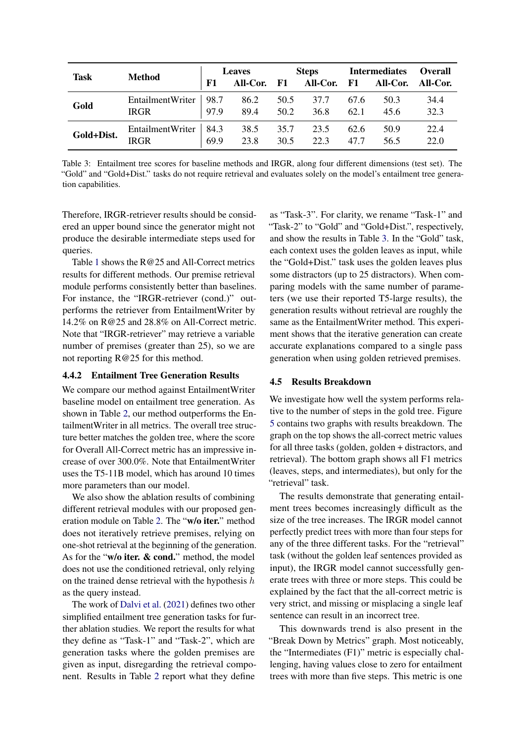| Task | Method | Leaves | | Steps | | Intermediates | | Overall |
|---|---|---|---|---|---|---|---|---|
| | | F1 | All-Cor. | F1 | All-Cor. | F1 | All-Cor. | All-Cor. |
| **Gold** | EntailmentWriter | 98.7 | 86.2 | 50.5 | 37.7 | 67.6 | 50.3 | 34.4 |
| | IRGR | 97.9 | 89.4 | 50.2 | 36.8 | 62.1 | 45.6 | 32.3 |
| **Gold+Dist.** | EntailmentWriter | 84.3 | 38.5 | 35.7 | 23.5 | 62.6 | 50.9 | 22.4 |
| | IRGR | 69.9 | 23.8 | 30.5 | 22.3 | 47.7 | 56.5 | 22.0 |

Table 3: Entailment tree scores for baseline methods and IRGR, along four different dimensions (test set). The "Gold" and "Gold+Dist." tasks do not require retrieval and evaluates solely on the model's entailment tree generation capabilities.

Therefore, IRGR-retriever results should be considered an upper bound since the generator might not produce the desirable intermediate steps used for queries.

Table 1 shows the R@25 and All-Correct metrics results for different methods. Our premise retrieval module performs consistently better than baselines. For instance, the "IRGR-retriever (cond.)" outperforms the retriever from EntailmentWriter by 14.2% on R@25 and 28.8% on All-Correct metric. Note that "IRGR-retriever" may retrieve a variable number of premises (greater than 25), so we are not reporting R@25 for this method.

### 4.4.2 Entailment Tree Generation Results

We compare our method against EntailmentWriter baseline model on entailment tree generation. As shown in Table 2, our method outperforms the EntailmentWriter in all metrics. The overall tree structure better matches the golden tree, where the score for Overall All-Correct metric has an impressive increase of over 300.0%. Note that EntailmentWriter uses the T5-11B model, which has around 10 times more parameters than our model.

We also show the ablation results of combining different retrieval modules with our proposed generation module on Table 2. The "**w/o iter.**" method does not iteratively retrieve premises, relying on one-shot retrieval at the beginning of the generation. As for the "**w/o iter. & cond.**" method, the model does not use the conditioned retrieval, only relying on the trained dense retrieval with the hypothesis $h$ as the query instead.

The work of Dalvi et al. (2021) defines two other simplified entailment tree generation tasks for further ablation studies. We report the results for what they define as "Task-1" and "Task-2", which are generation tasks where the golden premises are given as input, disregarding the retrieval component. Results in Table 2 report what they define as "Task-3". For clarity, we rename "Task-1" and "Task-2" to "Gold" and "Gold+Dist.", respectively, and show the results in Table 3. In the "Gold" task, each context uses the golden leaves as input, while the "Gold+Dist." task uses the golden leaves plus some distractors (up to 25 distractors). When comparing models with the same number of parameters (we use their reported T5-large results), the generation results without retrieval are roughly the same as the EntailmentWriter method. This experiment shows that the iterative generation can create accurate explanations compared to a single pass generation when using golden retrieved premises.

## 4.5 Results Breakdown

We investigate how well the system performs relative to the number of steps in the gold tree. Figure 5 contains two graphs with results breakdown. The graph on the top shows the all-correct metric values for all three tasks (golden, golden + distractors, and retrieval). The bottom graph shows all F1 metrics (leaves, steps, and intermediates), but only for the "retrieval" task.

The results demonstrate that generating entailment trees becomes increasingly difficult as the size of the tree increases. The IRGR model cannot perfectly predict trees with more than four steps for any of the three different tasks. For the "retrieval" task (without the golden leaf sentences provided as input), the IRGR model cannot successfully generate trees with three or more steps. This could be explained by the fact that the all-correct metric is very strict, and missing or misplacing a single leaf sentence can result in an incorrect tree.

This downwards trend is also present in the "Break Down by Metrics" graph. Most noticeably, the "Intermediates (F1)" metric is especially challenging, having values close to zero for entailment trees with more than five steps. This metric is one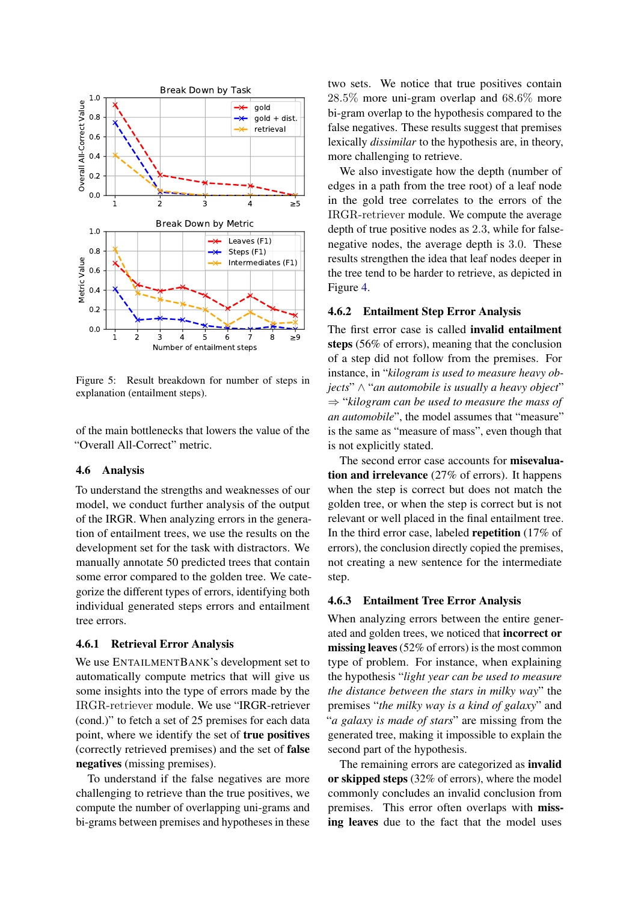Figure 5: Result breakdown for number of steps in explanation (entailment steps).

of the main bottlenecks that lowers the value of the "Overall All-Correct" metric.

## 4.6 Analysis

To understand the strengths and weaknesses of our model, we conduct further analysis of the output of the IRGR. When analyzing errors in the generation of entailment trees, we use the results on the development set for the task with distractors. We manually annotate 50 predicted trees that contain some error compared to the golden tree. We categorize the different types of errors, identifying both individual generated steps errors and entailment tree errors.

### 4.6.1 Retrieval Error Analysis

We use ENTAILMENTBANK's development set to automatically compute metrics that will give us some insights into the type of errors made by the IRGR-retriever module. We use "IRGR-retriever (cond.)" to fetch a set of 25 premises for each data point, where we identify the set of **true positives** (correctly retrieved premises) and the set of **false negatives** (missing premises).

To understand if the false negatives are more challenging to retrieve than the true positives, we compute the number of overlapping uni-grams and bi-grams between premises and hypotheses in these two sets. We notice that true positives contain 28.5% more uni-gram overlap and 68.6% more bi-gram overlap to the hypothesis compared to the false negatives. These results suggest that premises lexically *dissimilar* to the hypothesis are, in theory, more challenging to retrieve.

We also investigate how the depth (number of edges in a path from the tree root) of a leaf node in the gold tree correlates to the errors of the IRGR-retriever module. We compute the average depth of true positive nodes as 2.3, while for false-negative nodes, the average depth is 3.0. These results strengthen the idea that leaf nodes deeper in the tree tend to be harder to retrieve, as depicted in Figure 4.

### 4.6.2 Entailment Step Error Analysis

The first error case is called **invalid entailment steps** (56% of errors), meaning that the conclusion of a step did not follow from the premises. For instance, in "*kilogram is used to measure heavy objects*" ∧ "*an automobile is usually a heavy object*" ⇒ "*kilogram can be used to measure the mass of an automobile*", the model assumes that "measure" is the same as "measure of mass", even though that is not explicitly stated.

The second error case accounts for **misevaluation and irrelevance** (27% of errors). It happens when the step is correct but does not match the golden tree, or when the step is correct but is not relevant or well placed in the final entailment tree. In the third error case, labeled **repetition** (17% of errors), the conclusion directly copied the premises, not creating a new sentence for the intermediate step.

### 4.6.3 Entailment Tree Error Analysis

When analyzing errors between the entire generated and golden trees, we noticed that **incorrect or missing leaves** (52% of errors) is the most common type of problem. For instance, when explaining the hypothesis "*light year can be used to measure the distance between the stars in milky way*" the premises "*the milky way is a kind of galaxy*" and "*a galaxy is made of stars*" are missing from the generated tree, making it impossible to explain the second part of the hypothesis.

The remaining errors are categorized as **invalid or skipped steps** (32% of errors), where the model commonly concludes an invalid conclusion from premises. This error often overlaps with **missing leaves** due to the fact that the model uses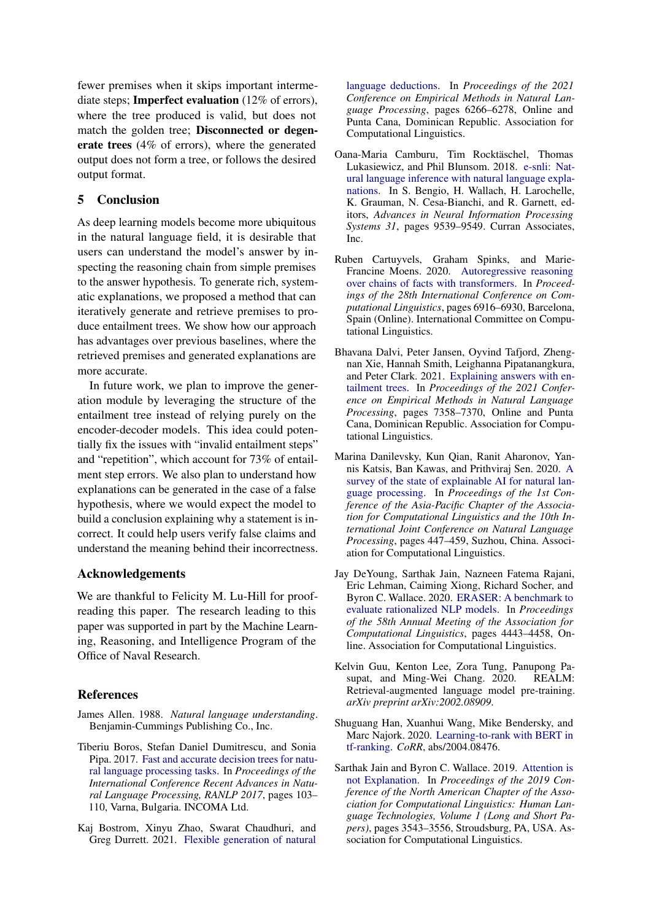fewer premises when it skips important intermediate steps; **Imperfect evaluation** (12% of errors), where the tree produced is valid, but does not match the golden tree; **Disconnected or degenerate trees** (4% of errors), where the generated output does not form a tree, or follows the desired output format.

## 5 Conclusion

As deep learning models become more ubiquitous in the natural language field, it is desirable that users can understand the model's answer by inspecting the reasoning chain from simple premises to the answer hypothesis. To generate rich, systematic explanations, we proposed a method that can iteratively generate and retrieve premises to produce entailment trees. We show how our approach has advantages over previous baselines, where the retrieved premises and generated explanations are more accurate.

In future work, we plan to improve the generation module by leveraging the structure of the entailment tree instead of relying purely on the encoder-decoder models. This idea could potentially fix the issues with "invalid entailment steps" and "repetition", which account for 73% of entailment step errors. We also plan to understand how explanations can be generated in the case of a false hypothesis, where we would expect the model to build a conclusion explaining why a statement is incorrect. It could help users verify false claims and understand the meaning behind their incorrectness.

## Acknowledgements

We are thankful to Felicity M. Lu-Hill for proofreading this paper. The research leading to this paper was supported in part by the Machine Learning, Reasoning, and Intelligence Program of the Office of Naval Research.

## References

James Allen. 1988. *Natural language understanding*. Benjamin-Cummings Publishing Co., Inc.

Tiberiu Boros, Stefan Daniel Dumitrescu, and Sonia Pipa. 2017. Fast and accurate decision trees for natural language processing tasks. In *Proceedings of the International Conference Recent Advances in Natural Language Processing, RANLP 2017*, pages 103–110, Varna, Bulgaria. INCOMA Ltd.

Kaj Bostrom, Xinyu Zhao, Swarat Chaudhuri, and Greg Durrett. 2021. Flexible generation of natural language deductions. In *Proceedings of the 2021 Conference on Empirical Methods in Natural Language Processing*, pages 6266–6278, Online and Punta Cana, Dominican Republic. Association for Computational Linguistics.

Oana-Maria Camburu, Tim Rocktäschel, Thomas Lukasiewicz, and Phil Blunsom. 2018. e-snli: Natural language inference with natural language explanations. In S. Bengio, H. Wallach, H. Larochelle, K. Grauman, N. Cesa-Bianchi, and R. Garnett, editors, *Advances in Neural Information Processing Systems 31*, pages 9539–9549. Curran Associates, Inc.

Ruben Cartuyvels, Graham Spinks, and Marie-Francine Moens. 2020. Autoregressive reasoning over chains of facts with transformers. In *Proceedings of the 28th International Conference on Computational Linguistics*, pages 6916–6930, Barcelona, Spain (Online). International Committee on Computational Linguistics.

Bhavana Dalvi, Peter Jansen, Oyvind Tafjord, Zhengnan Xie, Hannah Smith, Leighanna Pipatanangkura, and Peter Clark. 2021. Explaining answers with entailment trees. In *Proceedings of the 2021 Conference on Empirical Methods in Natural Language Processing*, pages 7358–7370, Online and Punta Cana, Dominican Republic. Association for Computational Linguistics.

Marina Danilevsky, Kun Qian, Ranit Aharonov, Yannis Katsis, Ban Kawas, and Prithviraj Sen. 2020. A survey of the state of explainable AI for natural language processing. In *Proceedings of the 1st Conference of the Asia-Pacific Chapter of the Association for Computational Linguistics and the 10th International Joint Conference on Natural Language Processing*, pages 447–459, Suzhou, China. Association for Computational Linguistics.

Jay DeYoung, Sarthak Jain, Nazneen Fatema Rajani, Eric Lehman, Caiming Xiong, Richard Socher, and Byron C. Wallace. 2020. ERASER: A benchmark to evaluate rationalized NLP models. In *Proceedings of the 58th Annual Meeting of the Association for Computational Linguistics*, pages 4443–4458, Online. Association for Computational Linguistics.

Kelvin Guu, Kenton Lee, Zora Tung, Panupong Pasupat, and Ming-Wei Chang. 2020. REALM: Retrieval-augmented language model pre-training. *arXiv preprint arXiv:2002.08909*.

Shuguang Han, Xuanhui Wang, Mike Bendersky, and Marc Najork. 2020. Learning-to-rank with BERT in tf-ranking. *CoRR*, abs/2004.08476.

Sarthak Jain and Byron C. Wallace. 2019. Attention is not Explanation. In *Proceedings of the 2019 Conference of the North American Chapter of the Association for Computational Linguistics: Human Language Technologies, Volume 1 (Long and Short Papers)*, pages 3543–3556, Stroudsburg, PA, USA. Association for Computational Linguistics.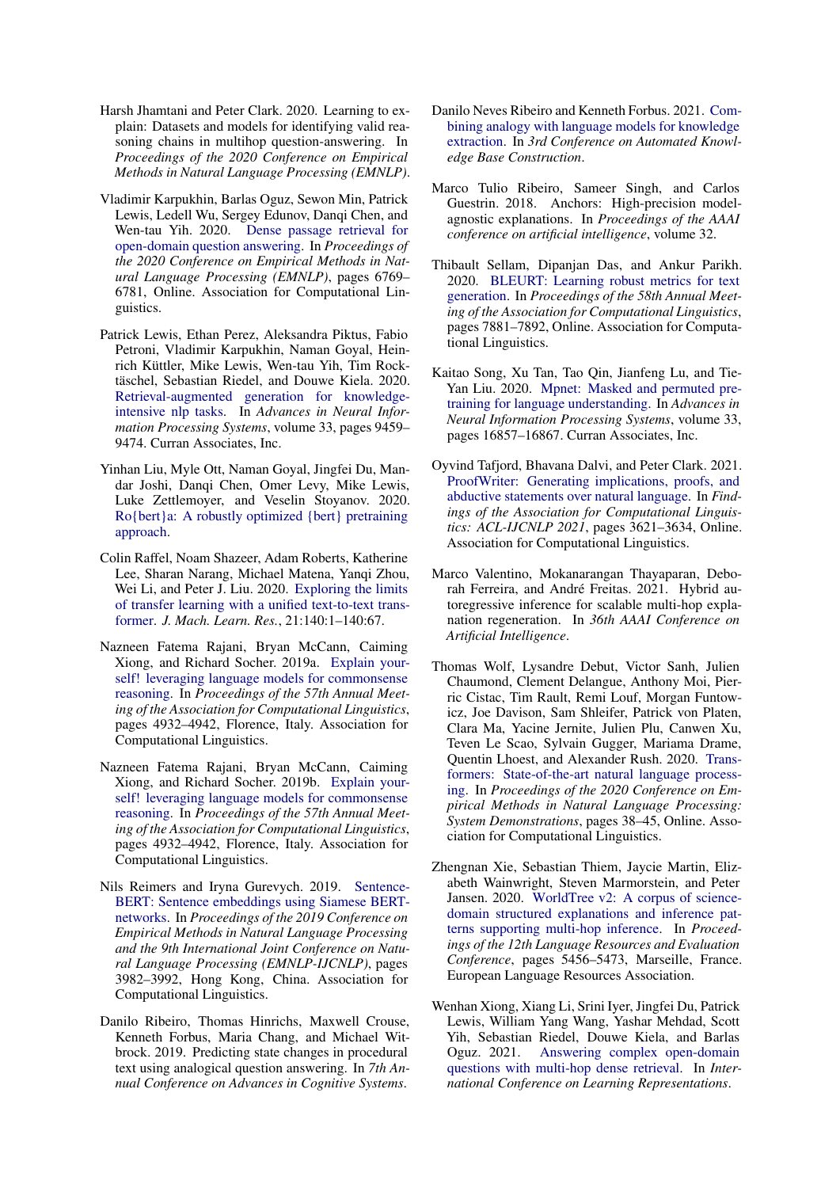Harsh Jhamtani and Peter Clark. 2020. Learning to explain: Datasets and models for identifying valid reasoning chains in multihop question-answering. In *Proceedings of the 2020 Conference on Empirical Methods in Natural Language Processing (EMNLP)*.

Vladimir Karpukhin, Barlas Oguz, Sewon Min, Patrick Lewis, Ledell Wu, Sergey Edunov, Danqi Chen, and Wen-tau Yih. 2020. Dense passage retrieval for open-domain question answering. In *Proceedings of the 2020 Conference on Empirical Methods in Natural Language Processing (EMNLP)*, pages 6769–6781, Online. Association for Computational Linguistics.

Patrick Lewis, Ethan Perez, Aleksandra Piktus, Fabio Petroni, Vladimir Karpukhin, Naman Goyal, Heinrich Küttler, Mike Lewis, Wen-tau Yih, Tim Rocktäschel, Sebastian Riedel, and Douwe Kiela. 2020. Retrieval-augmented generation for knowledge-intensive nlp tasks. In *Advances in Neural Information Processing Systems*, volume 33, pages 9459–9474. Curran Associates, Inc.

Yinhan Liu, Myle Ott, Naman Goyal, Jingfei Du, Mandar Joshi, Danqi Chen, Omer Levy, Mike Lewis, Luke Zettlemoyer, and Veselin Stoyanov. 2020. Ro{bert}a: A robustly optimized {bert} pretraining approach.

Colin Raffel, Noam Shazeer, Adam Roberts, Katherine Lee, Sharan Narang, Michael Matena, Yanqi Zhou, Wei Li, and Peter J. Liu. 2020. Exploring the limits of transfer learning with a unified text-to-text transformer. *J. Mach. Learn. Res.*, 21:140:1–140:67.

Nazneen Fatema Rajani, Bryan McCann, Caiming Xiong, and Richard Socher. 2019a. Explain yourself! leveraging language models for commonsense reasoning. In *Proceedings of the 57th Annual Meeting of the Association for Computational Linguistics*, pages 4932–4942, Florence, Italy. Association for Computational Linguistics.

Nazneen Fatema Rajani, Bryan McCann, Caiming Xiong, and Richard Socher. 2019b. Explain yourself! leveraging language models for commonsense reasoning. In *Proceedings of the 57th Annual Meeting of the Association for Computational Linguistics*, pages 4932–4942, Florence, Italy. Association for Computational Linguistics.

Nils Reimers and Iryna Gurevych. 2019. Sentence-BERT: Sentence embeddings using Siamese BERT-networks. In *Proceedings of the 2019 Conference on Empirical Methods in Natural Language Processing and the 9th International Joint Conference on Natural Language Processing (EMNLP-IJCNLP)*, pages 3982–3992, Hong Kong, China. Association for Computational Linguistics.

Danilo Ribeiro, Thomas Hinrichs, Maxwell Crouse, Kenneth Forbus, Maria Chang, and Michael Witbrock. 2019. Predicting state changes in procedural text using analogical question answering. In *7th Annual Conference on Advances in Cognitive Systems*.

Danilo Neves Ribeiro and Kenneth Forbus. 2021. Combining analogy with language models for knowledge extraction. In *3rd Conference on Automated Knowledge Base Construction*.

Marco Tulio Ribeiro, Sameer Singh, and Carlos Guestrin. 2018. Anchors: High-precision model-agnostic explanations. In *Proceedings of the AAAI conference on artificial intelligence*, volume 32.

Thibault Sellam, Dipanjan Das, and Ankur Parikh. 2020. BLEURT: Learning robust metrics for text generation. In *Proceedings of the 58th Annual Meeting of the Association for Computational Linguistics*, pages 7881–7892, Online. Association for Computational Linguistics.

Kaitao Song, Xu Tan, Tao Qin, Jianfeng Lu, and Tie-Yan Liu. 2020. Mpnet: Masked and permuted pre-training for language understanding. In *Advances in Neural Information Processing Systems*, volume 33, pages 16857–16867. Curran Associates, Inc.

Oyvind Tafjord, Bhavana Dalvi, and Peter Clark. 2021. ProofWriter: Generating implications, proofs, and abductive statements over natural language. In *Findings of the Association for Computational Linguistics: ACL-IJCNLP 2021*, pages 3621–3634, Online. Association for Computational Linguistics.

Marco Valentino, Mokanarangan Thayaparan, Deborah Ferreira, and André Freitas. 2021. Hybrid autoregressive inference for scalable multi-hop explanation regeneration. In *36th AAAI Conference on Artificial Intelligence*.

Thomas Wolf, Lysandre Debut, Victor Sanh, Julien Chaumond, Clement Delangue, Anthony Moi, Pierric Cistac, Tim Rault, Remi Louf, Morgan Funtowicz, Joe Davison, Sam Shleifer, Patrick von Platen, Clara Ma, Yacine Jernite, Julien Plu, Canwen Xu, Teven Le Scao, Sylvain Gugger, Mariama Drame, Quentin Lhoest, and Alexander Rush. 2020. Transformers: State-of-the-art natural language processing. In *Proceedings of the 2020 Conference on Empirical Methods in Natural Language Processing: System Demonstrations*, pages 38–45, Online. Association for Computational Linguistics.

Zhengnan Xie, Sebastian Thiem, Jaycie Martin, Elizabeth Wainwright, Steven Marmorstein, and Peter Jansen. 2020. WorldTree v2: A corpus of science-domain structured explanations and inference patterns supporting multi-hop inference. In *Proceedings of the 12th Language Resources and Evaluation Conference*, pages 5456–5473, Marseille, France. European Language Resources Association.

Wenhan Xiong, Xiang Li, Srini Iyer, Jingfei Du, Patrick Lewis, William Yang Wang, Yashar Mehdad, Scott Yih, Sebastian Riedel, Douwe Kiela, and Barlas Oguz. 2021. Answering complex open-domain questions with multi-hop dense retrieval. In *International Conference on Learning Representations*.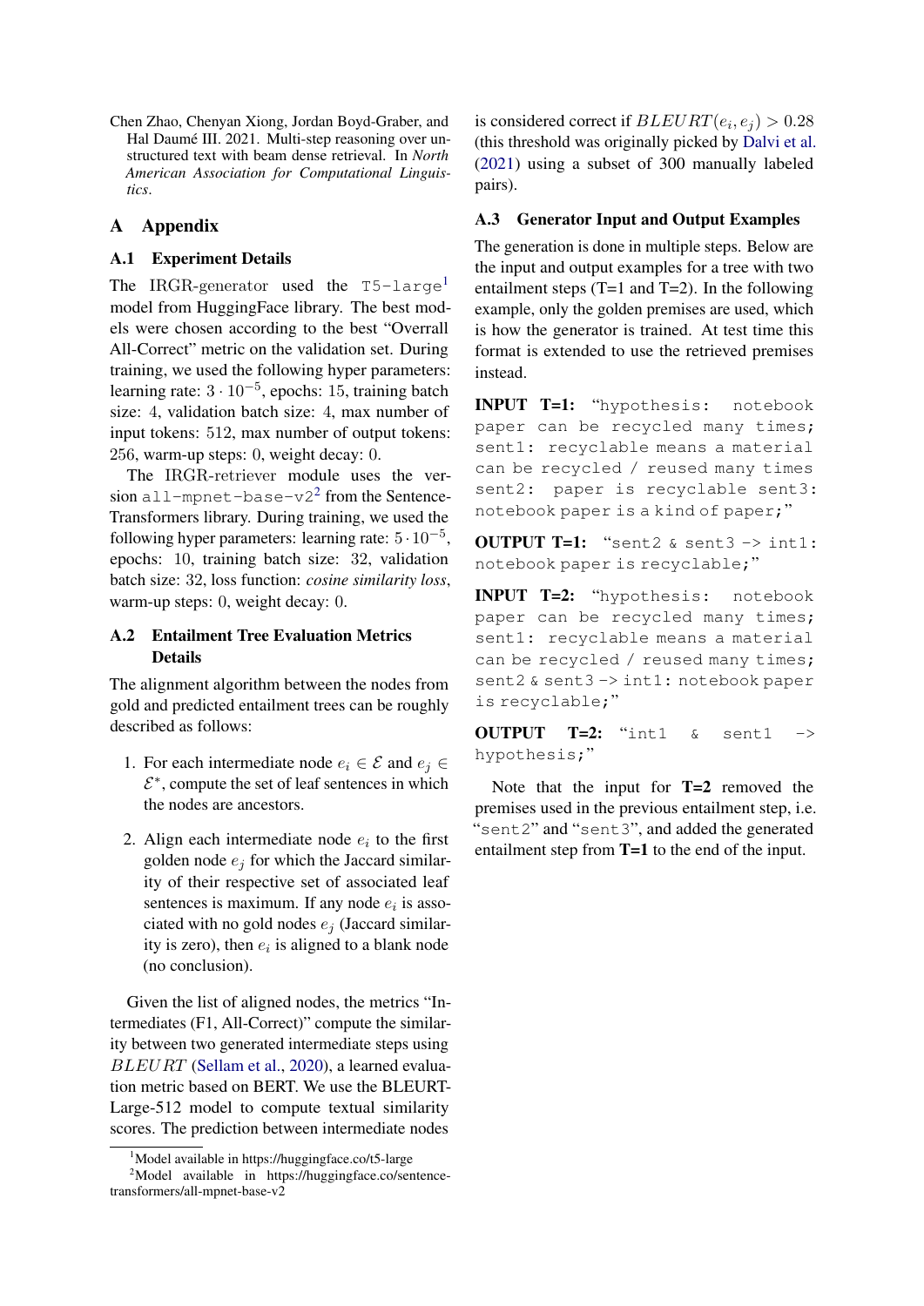Chen Zhao, Chenyan Xiong, Jordan Boyd-Graber, and Hal Daumé III. 2021. Multi-step reasoning over unstructured text with beam dense retrieval. In *North American Association for Computational Linguistics*.

# A Appendix

## A.1 Experiment Details

The IRGR-generator used the `T5-large`[1] model from HuggingFace library. The best models were chosen according to the best "Overall All-Correct" metric on the validation set. During training, we used the following hyper parameters: learning rate: $3 \cdot 10^{-5}$, epochs: 15, training batch size: 4, validation batch size: 4, max number of input tokens: 512, max number of output tokens: 256, warm-up steps: 0, weight decay: 0.

The IRGR-retriever module uses the version `all-mpnet-base-v2`[2] from the Sentence-Transformers library. During training, we used the following hyper parameters: learning rate: $5 \cdot 10^{-5}$, epochs: 10, training batch size: 32, validation batch size: 32, loss function: *cosine similarity loss*, warm-up steps: 0, weight decay: 0.

## A.2 Entailment Tree Evaluation Metrics Details

The alignment algorithm between the nodes from gold and predicted entailment trees can be roughly described as follows:

1. For each intermediate node $e_i \in \mathcal{E}$ and $e_j \in \mathcal{E}^*$, compute the set of leaf sentences in which the nodes are ancestors.
2. Align each intermediate node $e_i$ to the first golden node $e_j$ for which the Jaccard similarity of their respective set of associated leaf sentences is maximum. If any node $e_i$ is associated with no gold nodes $e_j$ (Jaccard similarity is zero), then $e_i$ is aligned to a blank node (no conclusion).

Given the list of aligned nodes, the metrics "Intermediates (F1, All-Correct)" compute the similarity between two generated intermediate steps using $BLEURT$ (Sellam et al., 2020), a learned evaluation metric based on BERT. We use the BLEURT-Large-512 model to compute textual similarity scores. The prediction between intermediate nodes is considered correct if $BLEURT(e_i, e_j) > 0.28$ (this threshold was originally picked by Dalvi et al. (2021) using a subset of 300 manually labeled pairs).

## A.3 Generator Input and Output Examples

The generation is done in multiple steps. Below are the input and output examples for a tree with two entailment steps (T=1 and T=2). In the following example, only the golden premises are used, which is how the generator is trained. At test time this format is extended to use the retrieved premises instead.

**INPUT T=1:** "`hypothesis: notebook paper can be recycled many times; sent1: recyclable means a material can be recycled / reused many times sent2: paper is recyclable sent3: notebook paper is a kind of paper;`"

**OUTPUT T=1:** "`sent2 & sent3 -> int1: notebook paper is recyclable;`"

**INPUT T=2:** "`hypothesis: notebook paper can be recycled many times; sent1: recyclable means a material can be recycled / reused many times; sent2 & sent3 -> int1: notebook paper is recyclable;`"

**OUTPUT T=2:** "`int1 & sent1 -> hypothesis;`"

Note that the input for **T=2** removed the premises used in the previous entailment step, i.e. "`sent2`" and "`sent3`", and added the generated entailment step from **T=1** to the end of the input.

[1] Model available in https://huggingface.co/t5-large

[2] Model available in https://huggingface.co/sentence-transformers/all-mpnet-base-v2